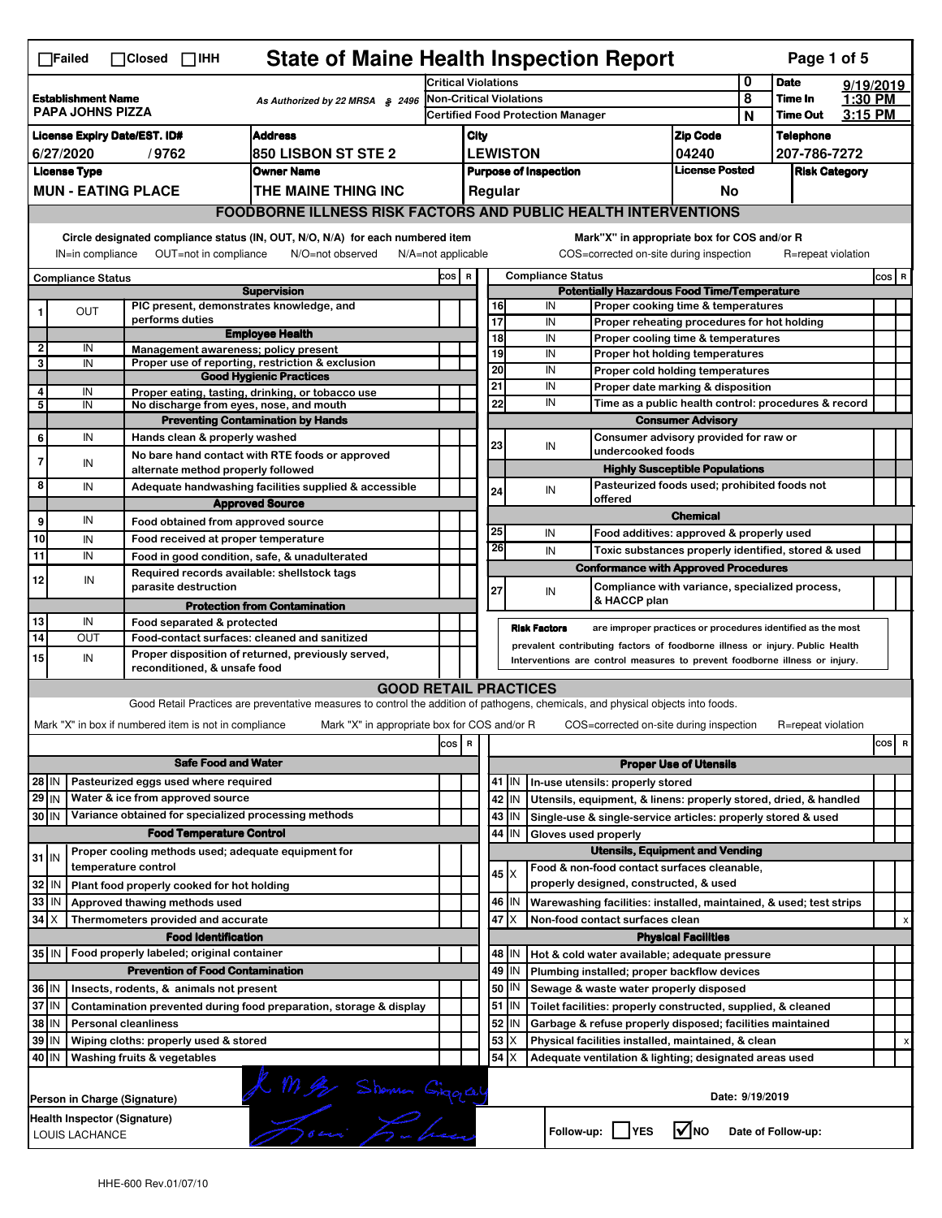☐Failed ☐Closed ☐IHH

# State of Maine Health Inspection Report

| Establishment Name | As Authorized by 22 MRSA § 2496 | Critical Violations | 0 | Date | 9/19/2019 |
|---|---|---|---|---|---|
| PAPA JOHNS PIZZA | | Non-Critical Violations | 8 | Time In | 1:30 PM |
| | | Certified Food Protection Manager | N | Time Out | 3:15 PM |

| License Expiry Date/EST. ID# | Address | City | Zip Code | Telephone |
|---|---|---|---|---|
| 6/27/2020 / 9762 | 850 LISBON ST STE 2 | LEWISTON | 04240 | 207-786-7272 |

| License Type | Owner Name | Purpose of Inspection | License Posted | Risk Category |
|---|---|---|---|---|
| MUN - EATING PLACE | THE MAINE THING INC | Regular | No | |

## FOODBORNE ILLNESS RISK FACTORS AND PUBLIC HEALTH INTERVENTIONS

Circle designated compliance status (IN, OUT, N/O, N/A) for each numbered item
IN=in compliance OUT=not in compliance N/O=not observed N/A=not applicable

Mark"X" in appropriate box for COS and/or R
COS=corrected on-site during inspection R=repeat violation

| # | Compliance Status | | COS | R |
|---|---|---|---|---|
| | | **Supervision** | | |
| 1 | OUT | PIC present, demonstrates knowledge, and performs duties | | |
| | | **Employee Health** | | |
| 2 | IN | Management awareness; policy present | | |
| 3 | IN | Proper use of reporting, restriction & exclusion | | |
| | | **Good Hygienic Practices** | | |
| 4 | IN | Proper eating, tasting, drinking, or tobacco use | | |
| 5 | IN | No discharge from eyes, nose, and mouth | | |
| | | **Preventing Contamination by Hands** | | |
| 6 | IN | Hands clean & properly washed | | |
| 7 | IN | No bare hand contact with RTE foods or approved alternate method properly followed | | |
| 8 | IN | Adequate handwashing facilities supplied & accessible | | |
| | | **Approved Source** | | |
| 9 | IN | Food obtained from approved source | | |
| 10 | IN | Food received at proper temperature | | |
| 11 | IN | Food in good condition, safe, & unadulterated | | |
| 12 | IN | Required records available: shellstock tags parasite destruction | | |
| | | **Protection from Contamination** | | |
| 13 | IN | Food separated & protected | | |
| 14 | OUT | Food-contact surfaces: cleaned and sanitized | | |
| 15 | IN | Proper disposition of returned, previously served, reconditioned, & unsafe food | | |

| # | Compliance Status | | COS | R |
|---|---|---|---|---|
| | | **Potentially Hazardous Food Time/Temperature** | | |
| 16 | IN | Proper cooking time & temperatures | | |
| 17 | IN | Proper reheating procedures for hot holding | | |
| 18 | IN | Proper cooling time & temperatures | | |
| 19 | IN | Proper hot holding temperatures | | |
| 20 | IN | Proper cold holding temperatures | | |
| 21 | IN | Proper date marking & disposition | | |
| 22 | IN | Time as a public health control: procedures & record | | |
| | | **Consumer Advisory** | | |
| 23 | IN | Consumer advisory provided for raw or undercooked foods | | |
| | | **Highly Susceptible Populations** | | |
| 24 | IN | Pasteurized foods used; prohibited foods not offered | | |
| | | **Chemical** | | |
| 25 | IN | Food additives: approved & properly used | | |
| 26 | IN | Toxic substances properly identified, stored & used | | |
| | | **Conformance with Approved Procedures** | | |
| 27 | IN | Compliance with variance, specialized process, & HACCP plan | | |

**Risk Factors** are improper practices or procedures identified as the most prevalent contributing factors of foodborne illness or injury. Public Health Interventions are control measures to prevent foodborne illness or injury.

## GOOD RETAIL PRACTICES

Good Retail Practices are preventative measures to control the addition of pathogens, chemicals, and physical objects into foods.

Mark "X" in box if numbered item is not in compliance Mark "X" in appropriate box for COS and/or R COS=corrected on-site during inspection R=repeat violation

| # | | | COS | R |
|---|---|---|---|---|
| | | **Safe Food and Water** | | |
| 28 | IN | Pasteurized eggs used where required | | |
| 29 | IN | Water & ice from approved source | | |
| 30 | IN | Variance obtained for specialized processing methods | | |
| | | **Food Temperature Control** | | |
| 31 | IN | Proper cooling methods used; adequate equipment for temperature control | | |
| 32 | IN | Plant food properly cooked for hot holding | | |
| 33 | IN | Approved thawing methods used | | |
| 34 | X | Thermometers provided and accurate | | |
| | | **Food Identification** | | |
| 35 | IN | Food properly labeled; original container | | |
| | | **Prevention of Food Contamination** | | |
| 36 | IN | Insects, rodents, & animals not present | | |
| 37 | IN | Contamination prevented during food preparation, storage & display | | |
| 38 | IN | Personal cleanliness | | |
| 39 | IN | Wiping cloths: properly used & stored | | |
| 40 | IN | Washing fruits & vegetables | | |

| # | | | COS | R |
|---|---|---|---|---|
| | | **Proper Use of Utensils** | | |
| 41 | IN | In-use utensils: properly stored | | |
| 42 | IN | Utensils, equipment, & linens: properly stored, dried, & handled | | |
| 43 | IN | Single-use & single-service articles: properly stored & used | | |
| 44 | IN | Gloves used properly | | |
| | | **Utensils, Equipment and Vending** | | |
| 45 | X | Food & non-food contact surfaces cleanable, properly designed, constructed, & used | | |
| 46 | IN | Warewashing facilities: installed, maintained, & used; test strips | | |
| 47 | X | Non-food contact surfaces clean | | x |
| | | **Physical Facilities** | | |
| 48 | IN | Hot & cold water available; adequate pressure | | |
| 49 | IN | Plumbing installed; proper backflow devices | | |
| 50 | IN | Sewage & waste water properly disposed | | |
| 51 | IN | Toilet facilities: properly constructed, supplied, & cleaned | | |
| 52 | IN | Garbage & refuse properly disposed; facilities maintained | | |
| 53 | X | Physical facilities installed, maintained, & clean | | x |
| 54 | X | Adequate ventilation & lighting; designated areas used | | |

Person in Charge (Signature)

Date: 9/19/2019

Health Inspector (Signature)
LOUIS LACHANCE

Follow-up: ☐YES ☑NO Date of Follow-up:

HHE-600 Rev.01/07/10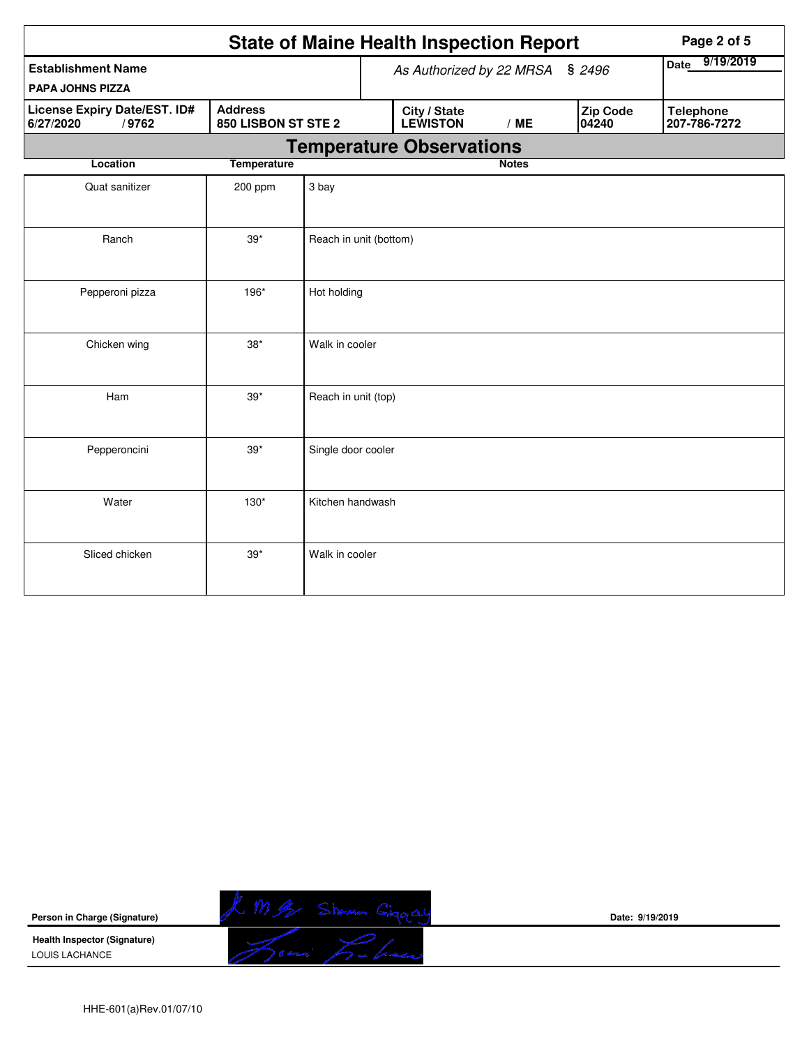# State of Maine Health Inspection Report

| Establishment Name | As Authorized by 22 MRSA § 2496 | Date 9/19/2019 |
|---|---|---|
| PAPA JOHNS PIZZA | | |

| License Expiry Date/EST. ID# | Address | City / State | Zip Code | Telephone |
|---|---|---|---|---|
| 6/27/2020 / 9762 | 850 LISBON ST STE 2 | LEWISTON / ME | 04240 | 207-786-7272 |

## Temperature Observations

| Location | Temperature | Notes |
|---|---|---|
| Quat sanitizer | 200 ppm | 3 bay |
| Ranch | 39* | Reach in unit (bottom) |
| Pepperoni pizza | 196* | Hot holding |
| Chicken wing | 38* | Walk in cooler |
| Ham | 39* | Reach in unit (top) |
| Pepperoncini | 39* | Single door cooler |
| Water | 130* | Kitchen handwash |
| Sliced chicken | 39* | Walk in cooler |

Person in Charge (Signature) Date: 9/19/2019

Health Inspector (Signature)
LOUIS LACHANCE

HHE-601(a)Rev.01/07/10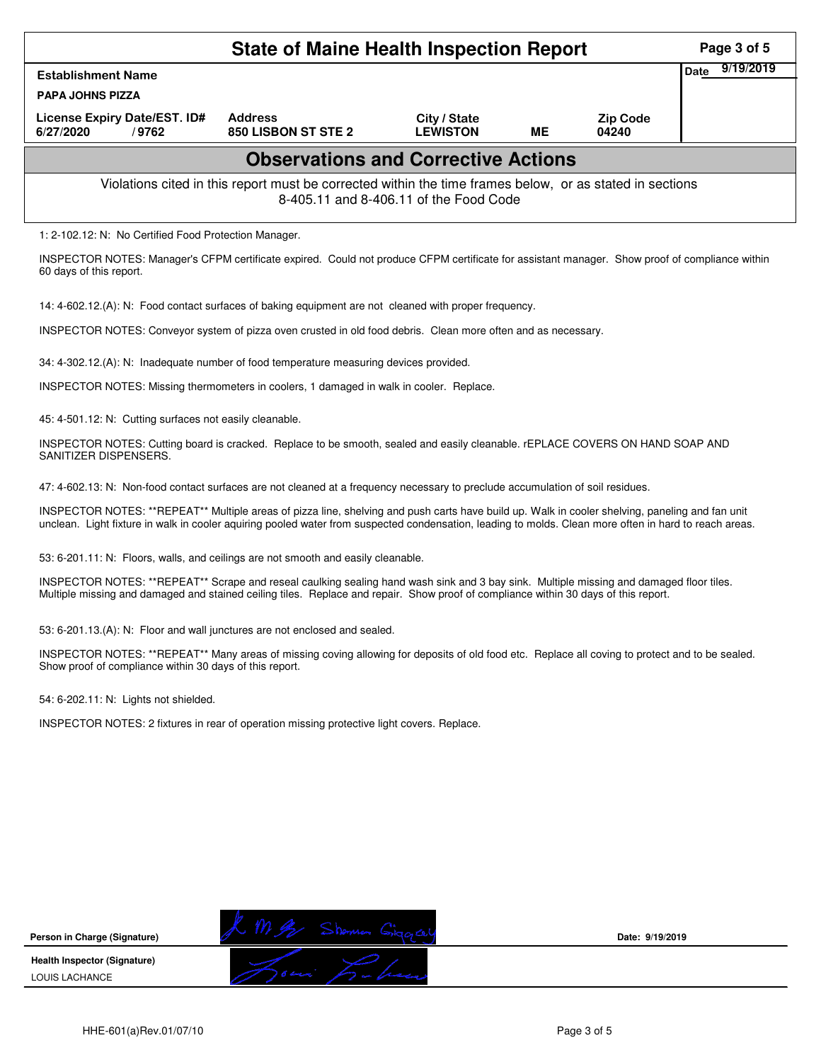# State of Maine Health Inspection Report

| Establishment Name | | | | | Date 9/19/2019 |
|---|---|---|---|---|---|
| PAPA JOHNS PIZZA | | | | | |
| License Expiry Date/EST. ID# | Address | City / State | | Zip Code | |
| 6/27/2020 / 9762 | 850 LISBON ST STE 2 | LEWISTON | ME | 04240 | |

## Observations and Corrective Actions

Violations cited in this report must be corrected within the time frames below, or as stated in sections 8-405.11 and 8-406.11 of the Food Code

1: 2-102.12: N: No Certified Food Protection Manager.

INSPECTOR NOTES: Manager's CFPM certificate expired. Could not produce CFPM certificate for assistant manager. Show proof of compliance within 60 days of this report.

14: 4-602.12.(A): N: Food contact surfaces of baking equipment are not cleaned with proper frequency.

INSPECTOR NOTES: Conveyor system of pizza oven crusted in old food debris. Clean more often and as necessary.

34: 4-302.12.(A): N: Inadequate number of food temperature measuring devices provided.

INSPECTOR NOTES: Missing thermometers in coolers, 1 damaged in walk in cooler. Replace.

45: 4-501.12: N: Cutting surfaces not easily cleanable.

INSPECTOR NOTES: Cutting board is cracked. Replace to be smooth, sealed and easily cleanable. rEPLACE COVERS ON HAND SOAP AND SANITIZER DISPENSERS.

47: 4-602.13: N: Non-food contact surfaces are not cleaned at a frequency necessary to preclude accumulation of soil residues.

INSPECTOR NOTES: **REPEAT** Multiple areas of pizza line, shelving and push carts have build up. Walk in cooler shelving, paneling and fan unit unclean. Light fixture in walk in cooler aquiring pooled water from suspected condensation, leading to molds. Clean more often in hard to reach areas.

53: 6-201.11: N: Floors, walls, and ceilings are not smooth and easily cleanable.

INSPECTOR NOTES: **REPEAT** Scrape and reseal caulking sealing hand wash sink and 3 bay sink. Multiple missing and damaged floor tiles. Multiple missing and damaged and stained ceiling tiles. Replace and repair. Show proof of compliance within 30 days of this report.

53: 6-201.13.(A): N: Floor and wall junctures are not enclosed and sealed.

INSPECTOR NOTES: **REPEAT** Many areas of missing coving allowing for deposits of old food etc. Replace all coving to protect and to be sealed. Show proof of compliance within 30 days of this report.

54: 6-202.11: N: Lights not shielded.

INSPECTOR NOTES: 2 fixtures in rear of operation missing protective light covers. Replace.

**Person in Charge (Signature)** Date: 9/19/2019

**Health Inspector (Signature)**
LOUIS LACHANCE

HHE-601(a)Rev.01/07/10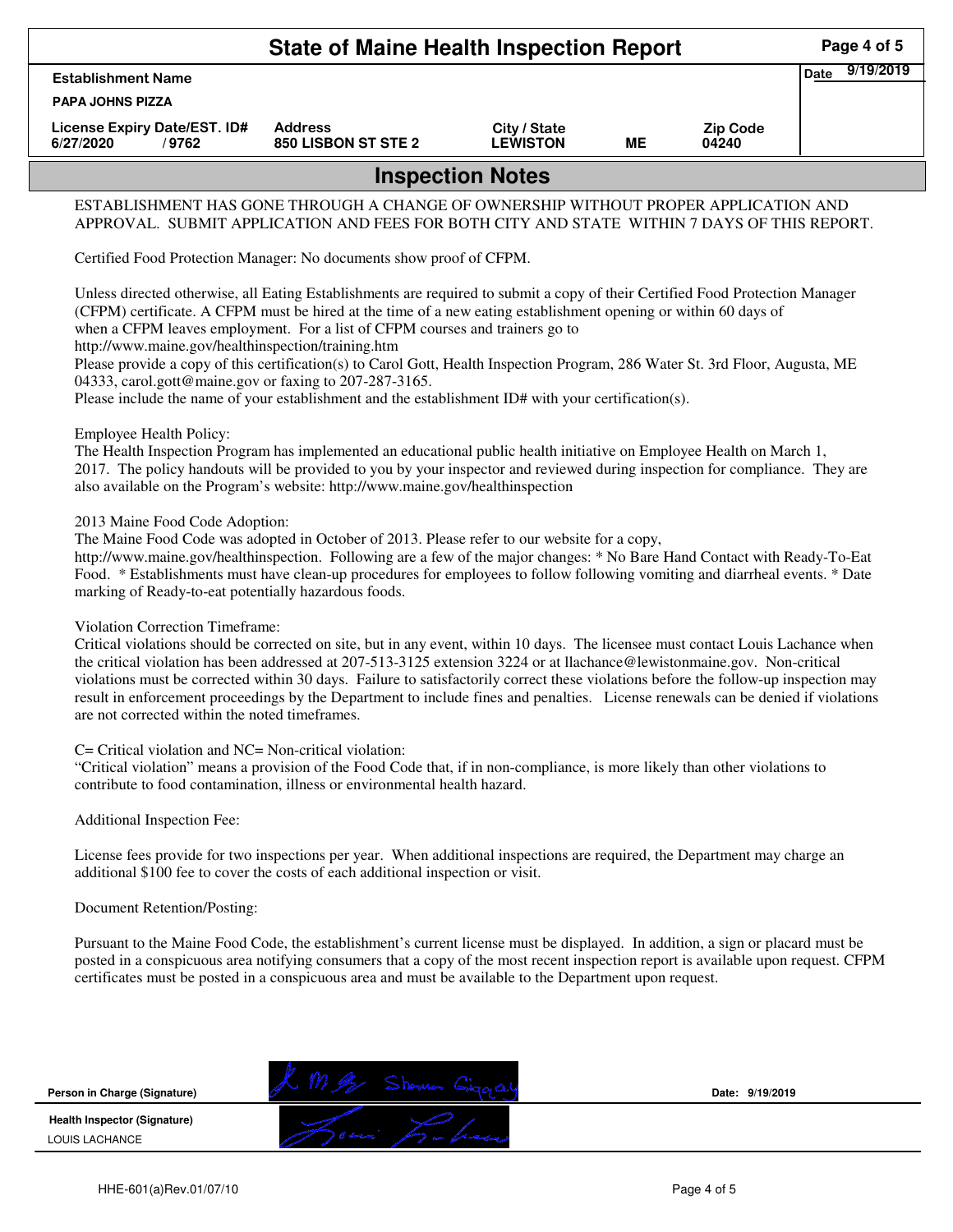# State of Maine Health Inspection Report

| Establishment Name | | | | | Date 9/19/2019 |
|---|---|---|---|---|---|
| PAPA JOHNS PIZZA | | | | | |
| License Expiry Date/EST. ID# | Address | City / State | | Zip Code | |
| 6/27/2020 / 9762 | 850 LISBON ST STE 2 | LEWISTON | ME | 04240 | |

## Inspection Notes

ESTABLISHMENT HAS GONE THROUGH A CHANGE OF OWNERSHIP WITHOUT PROPER APPLICATION AND APPROVAL. SUBMIT APPLICATION AND FEES FOR BOTH CITY AND STATE WITHIN 7 DAYS OF THIS REPORT.

Certified Food Protection Manager: No documents show proof of CFPM.

Unless directed otherwise, all Eating Establishments are required to submit a copy of their Certified Food Protection Manager (CFPM) certificate. A CFPM must be hired at the time of a new eating establishment opening or within 60 days of when a CFPM leaves employment. For a list of CFPM courses and trainers go to http://www.maine.gov/healthinspection/training.htm
Please provide a copy of this certification(s) to Carol Gott, Health Inspection Program, 286 Water St. 3rd Floor, Augusta, ME 04333, carol.gott@maine.gov or faxing to 207-287-3165.
Please include the name of your establishment and the establishment ID# with your certification(s).

Employee Health Policy:
The Health Inspection Program has implemented an educational public health initiative on Employee Health on March 1, 2017. The policy handouts will be provided to you by your inspector and reviewed during inspection for compliance. They are also available on the Program's website: http://www.maine.gov/healthinspection

2013 Maine Food Code Adoption:
The Maine Food Code was adopted in October of 2013. Please refer to our website for a copy, http://www.maine.gov/healthinspection. Following are a few of the major changes: * No Bare Hand Contact with Ready-To-Eat Food. * Establishments must have clean-up procedures for employees to follow following vomiting and diarrheal events. * Date marking of Ready-to-eat potentially hazardous foods.

Violation Correction Timeframe:
Critical violations should be corrected on site, but in any event, within 10 days. The licensee must contact Louis Lachance when the critical violation has been addressed at 207-513-3125 extension 3224 or at llachance@lewistonmaine.gov. Non-critical violations must be corrected within 30 days. Failure to satisfactorily correct these violations before the follow-up inspection may result in enforcement proceedings by the Department to include fines and penalties. License renewals can be denied if violations are not corrected within the noted timeframes.

C= Critical violation and NC= Non-critical violation:
"Critical violation" means a provision of the Food Code that, if in non-compliance, is more likely than other violations to contribute to food contamination, illness or environmental health hazard.

Additional Inspection Fee:

License fees provide for two inspections per year. When additional inspections are required, the Department may charge an additional $100 fee to cover the costs of each additional inspection or visit.

Document Retention/Posting:

Pursuant to the Maine Food Code, the establishment's current license must be displayed. In addition, a sign or placard must be posted in a conspicuous area notifying consumers that a copy of the most recent inspection report is available upon request. CFPM certificates must be posted in a conspicuous area and must be available to the Department upon request.

| | | |
|---|---|---|
| Person in Charge (Signature) | L M [signature] Shannon Giggey | Date: 9/19/2019 |
| Health Inspector (Signature) LOUIS LACHANCE | [signature] | |

HHE-601(a)Rev.01/07/10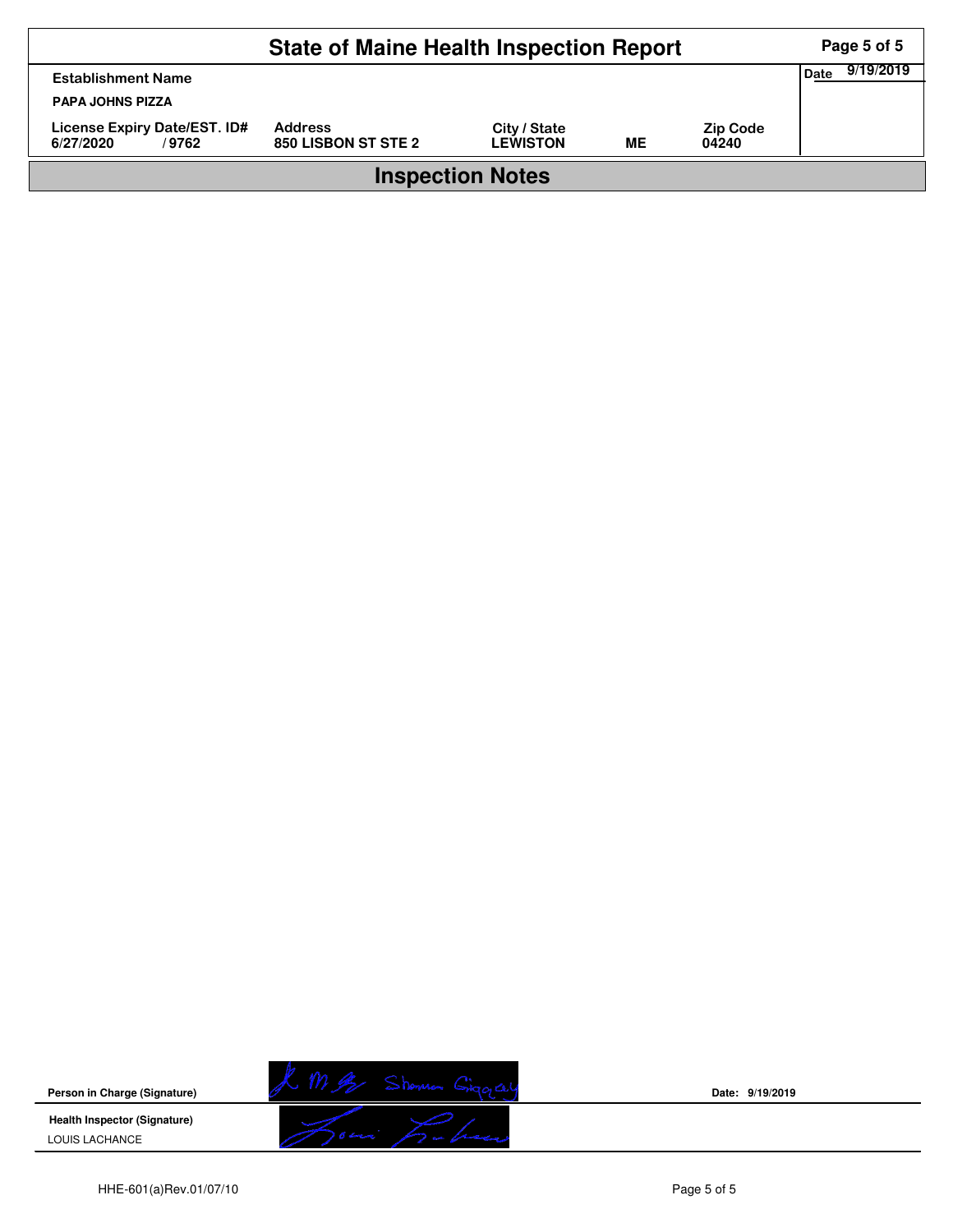# State of Maine Health Inspection Report

| Establishment Name | | | | | Date 9/19/2019 |
|---|---|---|---|---|---|
| PAPA JOHNS PIZZA | | | | | |
| License Expiry Date/EST. ID# | Address | City / State | | Zip Code | |
| 6/27/2020 / 9762 | 850 LISBON ST STE 2 | LEWISTON | ME | 04240 | |

## Inspection Notes

**Person in Charge (Signature)** Date: 9/19/2019

**Health Inspector (Signature)**
LOUIS LACHANCE

HHE-601(a)Rev.01/07/10